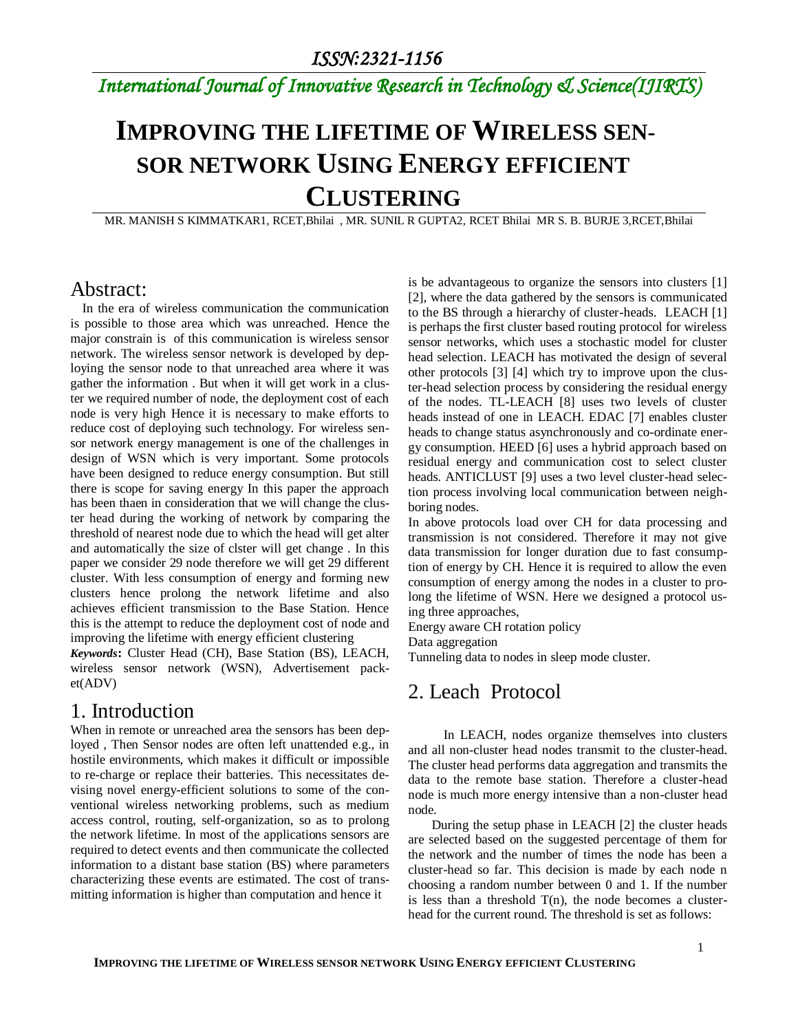ISSN:2321-1156

*International Journal of Innovative Research in Technology & Science(IJIRTS)*

# IMPROVING THE LIFETIME OF WIRELESS SENSOR NETWORK USING ENERGY EFFICIENT CLUSTERING

MR. MANISH S KIMMATKAR1, RCET,Bhilai , MR. SUNIL R GUPTA2, RCET Bhilai MR S. B. BURJE 3,RCET,Bhilai

## Abstract:

In the era of wireless communication the communication is possible to those area which was unreached. Hence the major constrain is of this communication is wireless sensor network. The wireless sensor network is developed by deploying the sensor node to that unreached area where it was gather the information . But when it will get work in a cluster we required number of node, the deployment cost of each node is very high Hence it is necessary to make efforts to reduce cost of deploying such technology. For wireless sensor network energy management is one of the challenges in design of WSN which is very important. Some protocols have been designed to reduce energy consumption. But still there is scope for saving energy In this paper the approach has been thaen in consideration that we will change the cluster head during the working of network by comparing the threshold of nearest node due to which the head will get alter and automatically the size of clster will get change . In this paper we consider 29 node therefore we will get 29 different cluster. With less consumption of energy and forming new clusters hence prolong the network lifetime and also achieves efficient transmission to the Base Station. Hence this is the attempt to reduce the deployment cost of node and improving the lifetime with energy efficient clustering

***Keywords*:** Cluster Head (CH), Base Station (BS), LEACH, wireless sensor network (WSN), Advertisement packet(ADV)

## 1. Introduction

When in remote or unreached area the sensors has been deployed , Then Sensor nodes are often left unattended e.g., in hostile environments, which makes it difficult or impossible to re-charge or replace their batteries. This necessitates devising novel energy-efficient solutions to some of the conventional wireless networking problems, such as medium access control, routing, self-organization, so as to prolong the network lifetime. In most of the applications sensors are required to detect events and then communicate the collected information to a distant base station (BS) where parameters characterizing these events are estimated. The cost of transmitting information is higher than computation and hence it is be advantageous to organize the sensors into clusters [1] [2], where the data gathered by the sensors is communicated to the BS through a hierarchy of cluster-heads. LEACH [1] is perhaps the first cluster based routing protocol for wireless sensor networks, which uses a stochastic model for cluster head selection. LEACH has motivated the design of several other protocols [3] [4] which try to improve upon the cluster-head selection process by considering the residual energy of the nodes. TL-LEACH [8] uses two levels of cluster heads instead of one in LEACH. EDAC [7] enables cluster heads to change status asynchronously and co-ordinate energy consumption. HEED [6] uses a hybrid approach based on residual energy and communication cost to select cluster heads. ANTICLUST [9] uses a two level cluster-head selection process involving local communication between neighboring nodes.

In above protocols load over CH for data processing and transmission is not considered. Therefore it may not give data transmission for longer duration due to fast consumption of energy by CH. Hence it is required to allow the even consumption of energy among the nodes in a cluster to prolong the lifetime of WSN. Here we designed a protocol using three approaches,

Energy aware CH rotation policy

Data aggregation

Tunneling data to nodes in sleep mode cluster.

## 2. Leach Protocol

In LEACH, nodes organize themselves into clusters and all non-cluster head nodes transmit to the cluster-head. The cluster head performs data aggregation and transmits the data to the remote base station. Therefore a cluster-head node is much more energy intensive than a non-cluster head node.

During the setup phase in LEACH [2] the cluster heads are selected based on the suggested percentage of them for the network and the number of times the node has been a cluster-head so far. This decision is made by each node n choosing a random number between 0 and 1. If the number is less than a threshold T(n), the node becomes a cluster-head for the current round. The threshold is set as follows: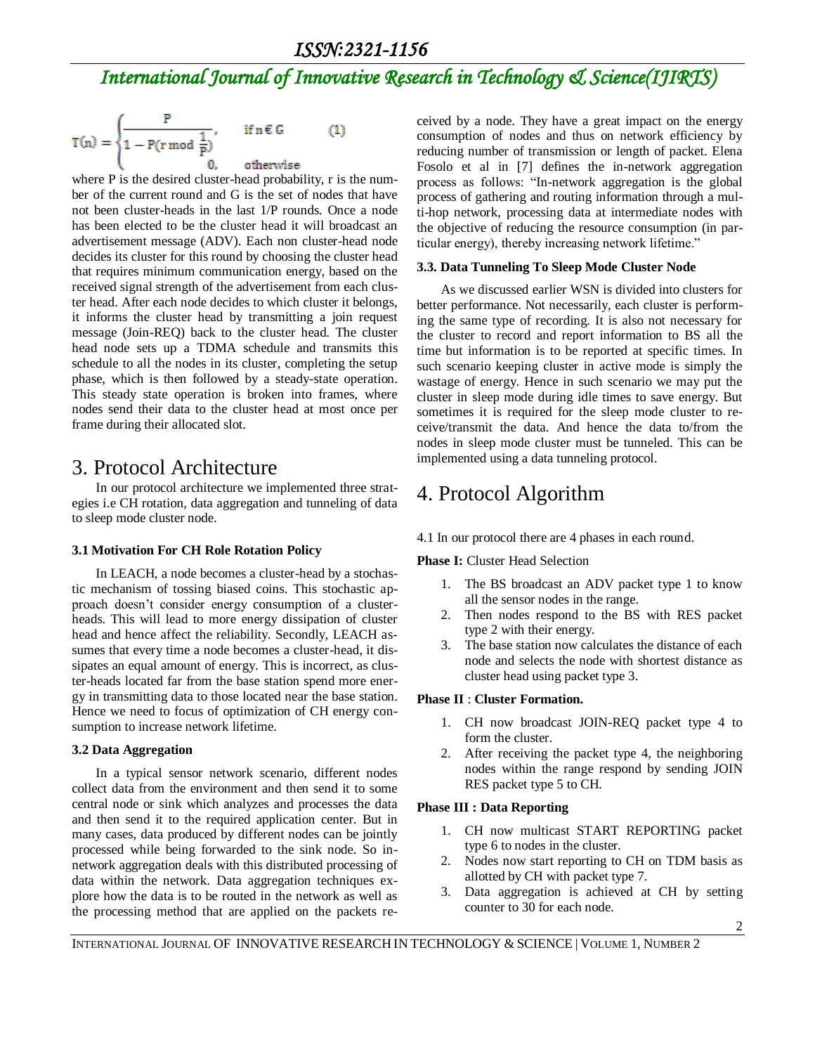$$T(n) = \begin{cases} \dfrac{P}{1 - P(r \bmod \frac{1}{P})}, & \text{if } n \in G \\ 0, & \text{otherwise} \end{cases} \quad (1)$$

where P is the desired cluster-head probability, r is the number of the current round and G is the set of nodes that have not been cluster-heads in the last 1/P rounds. Once a node has been elected to be the cluster head it will broadcast an advertisement message (ADV). Each non cluster-head node decides its cluster for this round by choosing the cluster head that requires minimum communication energy, based on the received signal strength of the advertisement from each cluster head. After each node decides to which cluster it belongs, it informs the cluster head by transmitting a join request message (Join-REQ) back to the cluster head. The cluster head node sets up a TDMA schedule and transmits this schedule to all the nodes in its cluster, completing the setup phase, which is then followed by a steady-state operation. This steady state operation is broken into frames, where nodes send their data to the cluster head at most once per frame during their allocated slot.

# 3. Protocol Architecture

In our protocol architecture we implemented three strategies i.e CH rotation, data aggregation and tunneling of data to sleep mode cluster node.

### 3.1 Motivation For CH Role Rotation Policy

In LEACH, a node becomes a cluster-head by a stochastic mechanism of tossing biased coins. This stochastic approach doesn't consider energy consumption of a cluster-heads. This will lead to more energy dissipation of cluster head and hence affect the reliability. Secondly, LEACH assumes that every time a node becomes a cluster-head, it dissipates an equal amount of energy. This is incorrect, as cluster-heads located far from the base station spend more energy in transmitting data to those located near the base station. Hence we need to focus of optimization of CH energy consumption to increase network lifetime.

### 3.2 Data Aggregation

In a typical sensor network scenario, different nodes collect data from the environment and then send it to some central node or sink which analyzes and processes the data and then send it to the required application center. But in many cases, data produced by different nodes can be jointly processed while being forwarded to the sink node. So in-network aggregation deals with this distributed processing of data within the network. Data aggregation techniques explore how the data is to be routed in the network as well as the processing method that are applied on the packets received by a node. They have a great impact on the energy consumption of nodes and thus on network efficiency by reducing number of transmission or length of packet. Elena Fosolo et al in [7] defines the in-network aggregation process as follows: "In-network aggregation is the global process of gathering and routing information through a multi-hop network, processing data at intermediate nodes with the objective of reducing the resource consumption (in particular energy), thereby increasing network lifetime."

### 3.3. Data Tunneling To Sleep Mode Cluster Node

As we discussed earlier WSN is divided into clusters for better performance. Not necessarily, each cluster is performing the same type of recording. It is also not necessary for the cluster to record and report information to BS all the time but information is to be reported at specific times. In such scenario keeping cluster in active mode is simply the wastage of energy. Hence in such scenario we may put the cluster in sleep mode during idle times to save energy. But sometimes it is required for the sleep mode cluster to receive/transmit the data. And hence the data to/from the nodes in sleep mode cluster must be tunneled. This can be implemented using a data tunneling protocol.

# 4. Protocol Algorithm

4.1 In our protocol there are 4 phases in each round.

**Phase I:** Cluster Head Selection

1. The BS broadcast an ADV packet type 1 to know all the sensor nodes in the range.
2. Then nodes respond to the BS with RES packet type 2 with their energy.
3. The base station now calculates the distance of each node and selects the node with shortest distance as cluster head using packet type 3.

**Phase II** : **Cluster Formation.**

1. CH now broadcast JOIN-REQ packet type 4 to form the cluster.
2. After receiving the packet type 4, the neighboring nodes within the range respond by sending JOIN RES packet type 5 to CH.

**Phase III : Data Reporting**

1. CH now multicast START REPORTING packet type 6 to nodes in the cluster.
2. Nodes now start reporting to CH on TDM basis as allotted by CH with packet type 7.
3. Data aggregation is achieved at CH by setting counter to 30 for each node.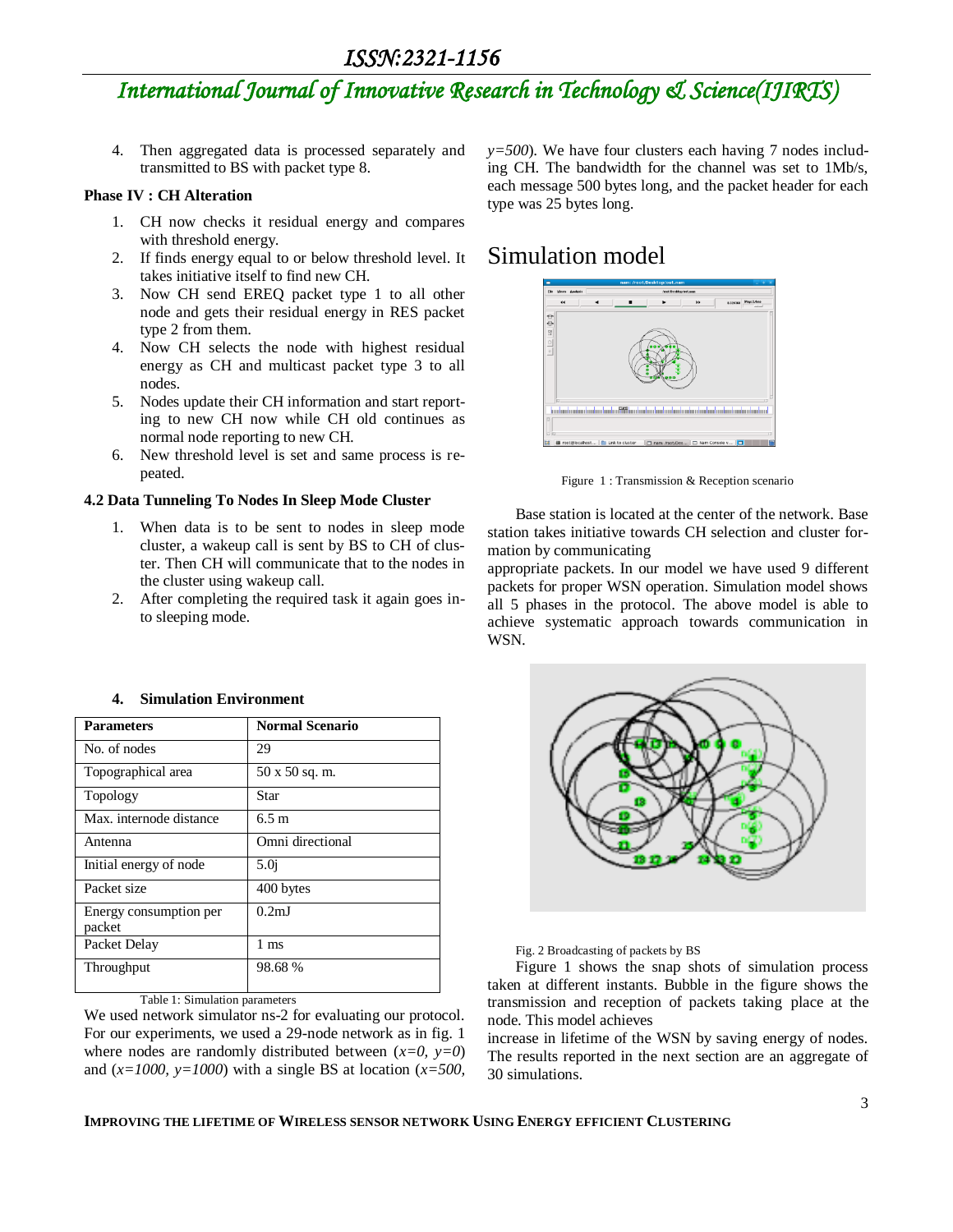4. Then aggregated data is processed separately and transmitted to BS with packet type 8.

**Phase IV : CH Alteration**

1. CH now checks it residual energy and compares with threshold energy.
2. If finds energy equal to or below threshold level. It takes initiative itself to find new CH.
3. Now CH send EREQ packet type 1 to all other node and gets their residual energy in RES packet type 2 from them.
4. Now CH selects the node with highest residual energy as CH and multicast packet type 3 to all nodes.
5. Nodes update their CH information and start reporting to new CH now while CH old continues as normal node reporting to new CH.
6. New threshold level is set and same process is repeated.

**4.2 Data Tunneling To Nodes In Sleep Mode Cluster**

1. When data is to be sent to nodes in sleep mode cluster, a wakeup call is sent by BS to CH of cluster. Then CH will communicate that to the nodes in the cluster using wakeup call.
2. After completing the required task it again goes into sleeping mode.

**4. Simulation Environment**

| Parameters | Normal Scenario |
|---|---|
| No. of nodes | 29 |
| Topographical area | 50 x 50 sq. m. |
| Topology | Star |
| Max. internode distance | 6.5 m |
| Antenna | Omni directional |
| Initial energy of node | 5.0j |
| Packet size | 400 bytes |
| Energy consumption per packet | 0.2mJ |
| Packet Delay | 1 ms |
| Throughput | 98.68 % |

Table 1: Simulation parameters

We used network simulator ns-2 for evaluating our protocol. For our experiments, we used a 29-node network as in fig. 1 where nodes are randomly distributed between (*x=0, y=0*) and (*x=1000, y=1000*) with a single BS at location (*x=500, y=500*). We have four clusters each having 7 nodes including CH. The bandwidth for the channel was set to 1Mb/s, each message 500 bytes long, and the packet header for each type was 25 bytes long.

# Simulation model

Figure 1 : Transmission & Reception scenario

Base station is located at the center of the network. Base station takes initiative towards CH selection and cluster formation by communicating appropriate packets. In our model we have used 9 different packets for proper WSN operation. Simulation model shows all 5 phases in the protocol. The above model is able to achieve systematic approach towards communication in WSN.

Fig. 2 Broadcasting of packets by BS

Figure 1 shows the snap shots of simulation process taken at different instants. Bubble in the figure shows the transmission and reception of packets taking place at the node. This model achieves increase in lifetime of the WSN by saving energy of nodes. The results reported in the next section are an aggregate of 30 simulations.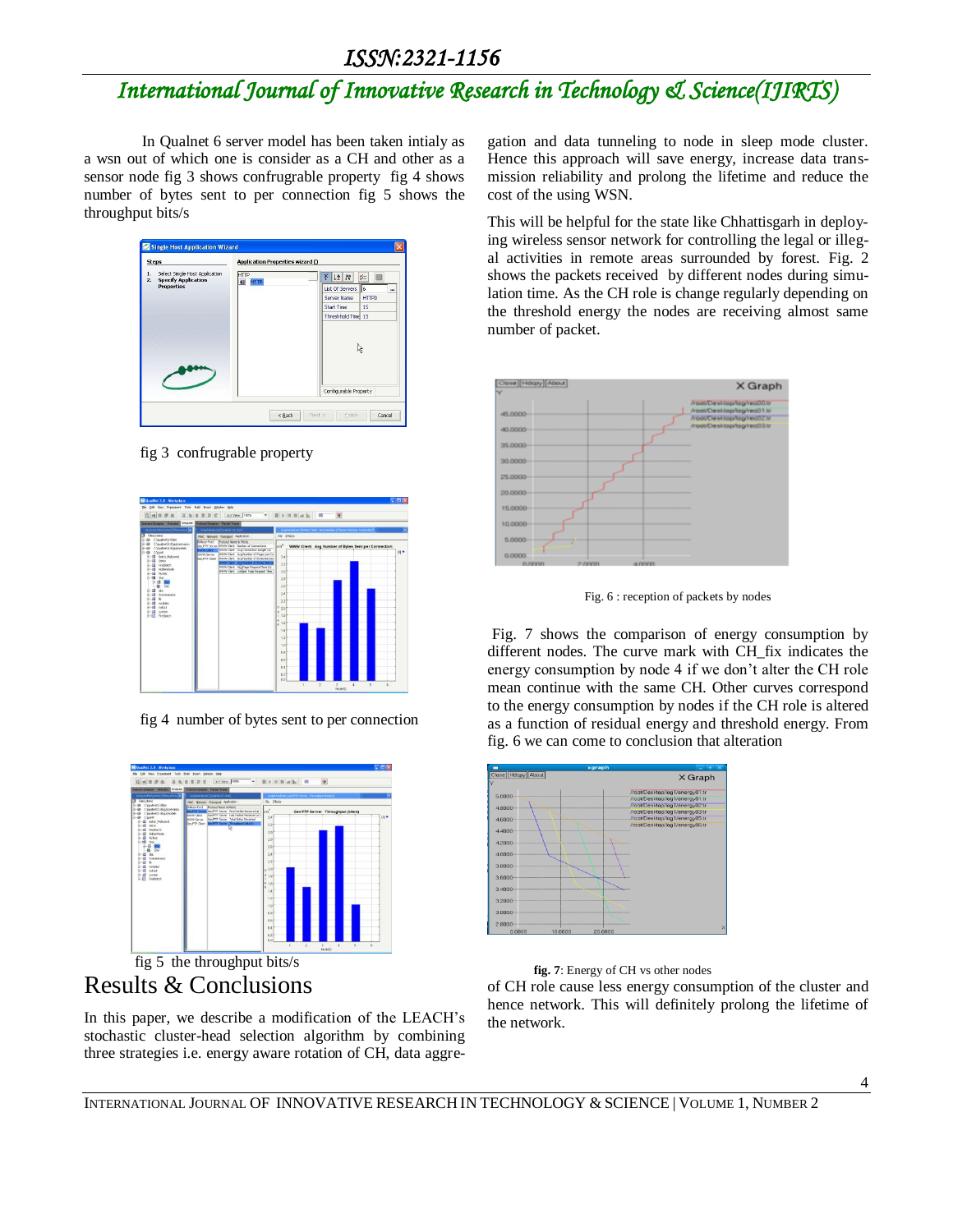In Qualnet 6 server model has been taken intialy as a wsn out of which one is consider as a CH and other as a sensor node fig 3 shows confrugrable property fig 4 shows number of bytes sent to per connection fig 5 shows the throughput bits/s

fig 3 confrugrable property

fig 4 number of bytes sent to per connection

fig 5 the throughput bits/s

# Results & Conclusions

In this paper, we describe a modification of the LEACH's stochastic cluster-head selection algorithm by combining three strategies i.e. energy aware rotation of CH, data aggregation and data tunneling to node in sleep mode cluster. Hence this approach will save energy, increase data transmission reliability and prolong the lifetime and reduce the cost of the using WSN.

This will be helpful for the state like Chhattisgarh in deploying wireless sensor network for controlling the legal or illegal activities in remote areas surrounded by forest. Fig. 2 shows the packets received by different nodes during simulation time. As the CH role is change regularly depending on the threshold energy the nodes are receiving almost same number of packet.

Fig. 6 : reception of packets by nodes

Fig. 7 shows the comparison of energy consumption by different nodes. The curve mark with CH_fix indicates the energy consumption by node 4 if we don't alter the CH role mean continue with the same CH. Other curves correspond to the energy consumption by nodes if the CH role is altered as a function of residual energy and threshold energy. From fig. 6 we can come to conclusion that alteration

**fig. 7**: Energy of CH vs other nodes

of CH role cause less energy consumption of the cluster and hence network. This will definitely prolong the lifetime of the network.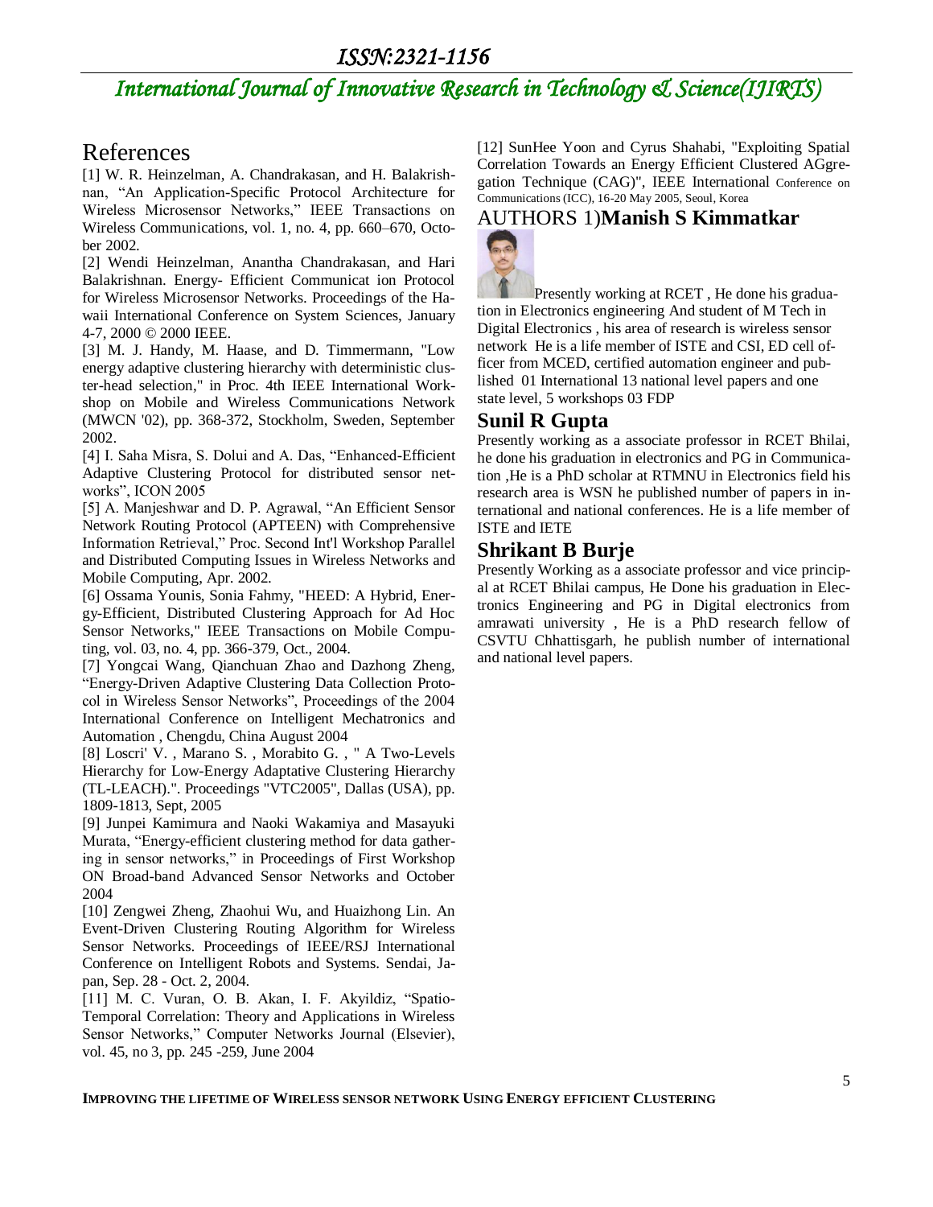# References

[1] W. R. Heinzelman, A. Chandrakasan, and H. Balakrishnan, "An Application-Specific Protocol Architecture for Wireless Microsensor Networks," IEEE Transactions on Wireless Communications, vol. 1, no. 4, pp. 660–670, October 2002.

[2] Wendi Heinzelman, Anantha Chandrakasan, and Hari Balakrishnan. Energy- Efficient Communicat ion Protocol for Wireless Microsensor Networks. Proceedings of the Hawaii International Conference on System Sciences, January 4-7, 2000 © 2000 IEEE.

[3] M. J. Handy, M. Haase, and D. Timmermann, "Low energy adaptive clustering hierarchy with deterministic cluster-head selection," in Proc. 4th IEEE International Workshop on Mobile and Wireless Communications Network (MWCN '02), pp. 368-372, Stockholm, Sweden, September 2002.

[4] I. Saha Misra, S. Dolui and A. Das, "Enhanced-Efficient Adaptive Clustering Protocol for distributed sensor networks", ICON 2005

[5] A. Manjeshwar and D. P. Agrawal, "An Efficient Sensor Network Routing Protocol (APTEEN) with Comprehensive Information Retrieval," Proc. Second Int'l Workshop Parallel and Distributed Computing Issues in Wireless Networks and Mobile Computing, Apr. 2002.

[6] Ossama Younis, Sonia Fahmy, "HEED: A Hybrid, Energy-Efficient, Distributed Clustering Approach for Ad Hoc Sensor Networks," IEEE Transactions on Mobile Computing, vol. 03, no. 4, pp. 366-379, Oct., 2004.

[7] Yongcai Wang, Qianchuan Zhao and Dazhong Zheng, "Energy-Driven Adaptive Clustering Data Collection Protocol in Wireless Sensor Networks", Proceedings of the 2004 International Conference on Intelligent Mechatronics and Automation , Chengdu, China August 2004

[8] Loscri' V. , Marano S. , Morabito G. , " A Two-Levels Hierarchy for Low-Energy Adaptative Clustering Hierarchy (TL-LEACH).". Proceedings "VTC2005", Dallas (USA), pp. 1809-1813, Sept, 2005

[9] Junpei Kamimura and Naoki Wakamiya and Masayuki Murata, "Energy-efficient clustering method for data gathering in sensor networks," in Proceedings of First Workshop ON Broad-band Advanced Sensor Networks and October 2004

[10] Zengwei Zheng, Zhaohui Wu, and Huaizhong Lin. An Event-Driven Clustering Routing Algorithm for Wireless Sensor Networks. Proceedings of IEEE/RSJ International Conference on Intelligent Robots and Systems. Sendai, Japan, Sep. 28 - Oct. 2, 2004.

[11] M. C. Vuran, O. B. Akan, I. F. Akyildiz, "Spatio-Temporal Correlation: Theory and Applications in Wireless Sensor Networks," Computer Networks Journal (Elsevier), vol. 45, no 3, pp. 245 -259, June 2004

[12] SunHee Yoon and Cyrus Shahabi, "Exploiting Spatial Correlation Towards an Energy Efficient Clustered AGgregation Technique (CAG)", IEEE International Conference on Communications (ICC), 16-20 May 2005, Seoul, Korea

# AUTHORS 1)**Manish S Kimmatkar**

Presently working at RCET , He done his graduation in Electronics engineering And student of M Tech in Digital Electronics , his area of research is wireless sensor network He is a life member of ISTE and CSI, ED cell officer from MCED, certified automation engineer and published 01 International 13 national level papers and one state level, 5 workshops 03 FDP

## Sunil R Gupta

Presently working as a associate professor in RCET Bhilai, he done his graduation in electronics and PG in Communication ,He is a PhD scholar at RTMNU in Electronics field his research area is WSN he published number of papers in international and national conferences. He is a life member of ISTE and IETE

## Shrikant B Burje

Presently Working as a associate professor and vice principal at RCET Bhilai campus, He Done his graduation in Electronics Engineering and PG in Digital electronics from amrawati university , He is a PhD research fellow of CSVTU Chhattisgarh, he publish number of international and national level papers.